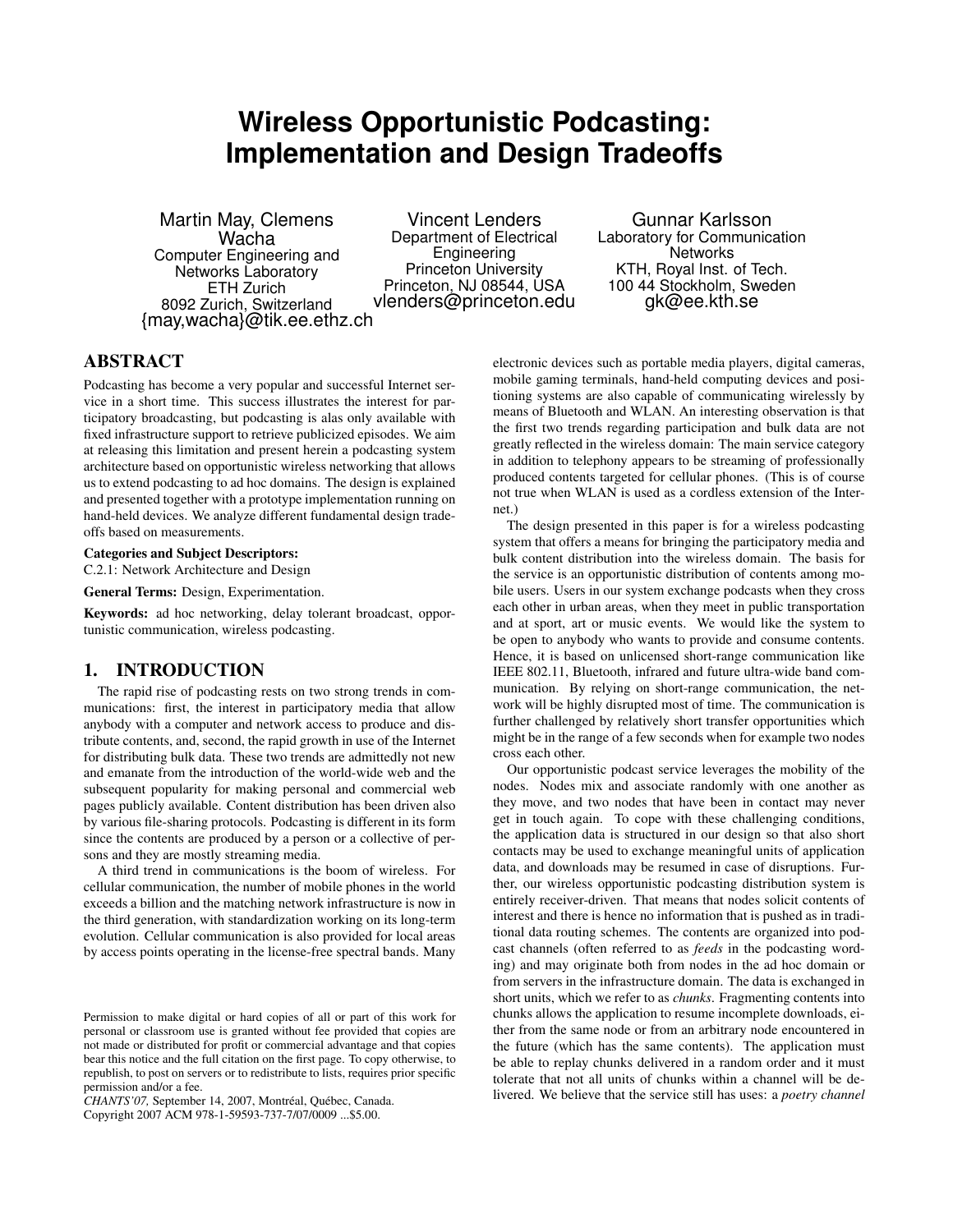# Wireless Opportunistic Podcasting: Implementation and Design Tradeoffs

Martin May, Clemens Wacha
Computer Engineering and Networks Laboratory
ETH Zurich
8092 Zurich, Switzerland
{may,wacha}@tik.ee.ethz.ch

Vincent Lenders
Department of Electrical Engineering
Princeton University
Princeton, NJ 08544, USA
vlenders@princeton.edu

Gunnar Karlsson
Laboratory for Communication Networks
KTH, Royal Inst. of Tech.
100 44 Stockholm, Sweden
gk@ee.kth.se

## ABSTRACT

Podcasting has become a very popular and successful Internet service in a short time. This success illustrates the interest for participatory broadcasting, but podcasting is alas only available with fixed infrastructure support to retrieve publicized episodes. We aim at releasing this limitation and present herein a podcasting system architecture based on opportunistic wireless networking that allows us to extend podcasting to ad hoc domains. The design is explained and presented together with a prototype implementation running on hand-held devices. We analyze different fundamental design tradeoffs based on measurements.

**Categories and Subject Descriptors:**
C.2.1: Network Architecture and Design

**General Terms:** Design, Experimentation.

**Keywords:** ad hoc networking, delay tolerant broadcast, opportunistic communication, wireless podcasting.

## 1. INTRODUCTION

The rapid rise of podcasting rests on two strong trends in communications: first, the interest in participatory media that allow anybody with a computer and network access to produce and distribute contents, and, second, the rapid growth in use of the Internet for distributing bulk data. These two trends are admittedly not new and emanate from the introduction of the world-wide web and the subsequent popularity for making personal and commercial web pages publicly available. Content distribution has been driven also by various file-sharing protocols. Podcasting is different in its form since the contents are produced by a person or a collective of persons and they are mostly streaming media.

A third trend in communications is the boom of wireless. For cellular communication, the number of mobile phones in the world exceeds a billion and the matching network infrastructure is now in the third generation, with standardization working on its long-term evolution. Cellular communication is also provided for local areas by access points operating in the license-free spectral bands. Many electronic devices such as portable media players, digital cameras, mobile gaming terminals, hand-held computing devices and positioning systems are also capable of communicating wirelessly by means of Bluetooth and WLAN. An interesting observation is that the first two trends regarding participation and bulk data are not greatly reflected in the wireless domain: The main service category in addition to telephony appears to be streaming of professionally produced contents targeted for cellular phones. (This is of course not true when WLAN is used as a cordless extension of the Internet.)

The design presented in this paper is for a wireless podcasting system that offers a means for bringing the participatory media and bulk content distribution into the wireless domain. The basis for the service is an opportunistic distribution of contents among mobile users. Users in our system exchange podcasts when they cross each other in urban areas, when they meet in public transportation and at sport, art or music events. We would like the system to be open to anybody who wants to provide and consume contents. Hence, it is based on unlicensed short-range communication like IEEE 802.11, Bluetooth, infrared and future ultra-wide band communication. By relying on short-range communication, the network will be highly disrupted most of time. The communication is further challenged by relatively short transfer opportunities which might be in the range of a few seconds when for example two nodes cross each other.

Our opportunistic podcast service leverages the mobility of the nodes. Nodes mix and associate randomly with one another as they move, and two nodes that have been in contact may never get in touch again. To cope with these challenging conditions, the application data is structured in our design so that also short contacts may be used to exchange meaningful units of application data, and downloads may be resumed in case of disruptions. Further, our wireless opportunistic podcasting distribution system is entirely receiver-driven. That means that nodes solicit contents of interest and there is hence no information that is pushed as in traditional data routing schemes. The contents are organized into podcast channels (often referred to as *feeds* in the podcasting wording) and may originate both from nodes in the ad hoc domain or from servers in the infrastructure domain. The data is exchanged in short units, which we refer to as *chunks*. Fragmenting contents into chunks allows the application to resume incomplete downloads, either from the same node or from an arbitrary node encountered in the future (which has the same contents). The application must be able to replay chunks delivered in a random order and it must tolerate that not all units of chunks within a channel will be delivered. We believe that the service still has uses: a *poetry channel*

Permission to make digital or hard copies of all or part of this work for personal or classroom use is granted without fee provided that copies are not made or distributed for profit or commercial advantage and that copies bear this notice and the full citation on the first page. To copy otherwise, to republish, to post on servers or to redistribute to lists, requires prior specific permission and/or a fee.
*CHANTS'07,* September 14, 2007, Montréal, Québec, Canada.
Copyright 2007 ACM 978-1-59593-737-7/07/0009 ...$5.00.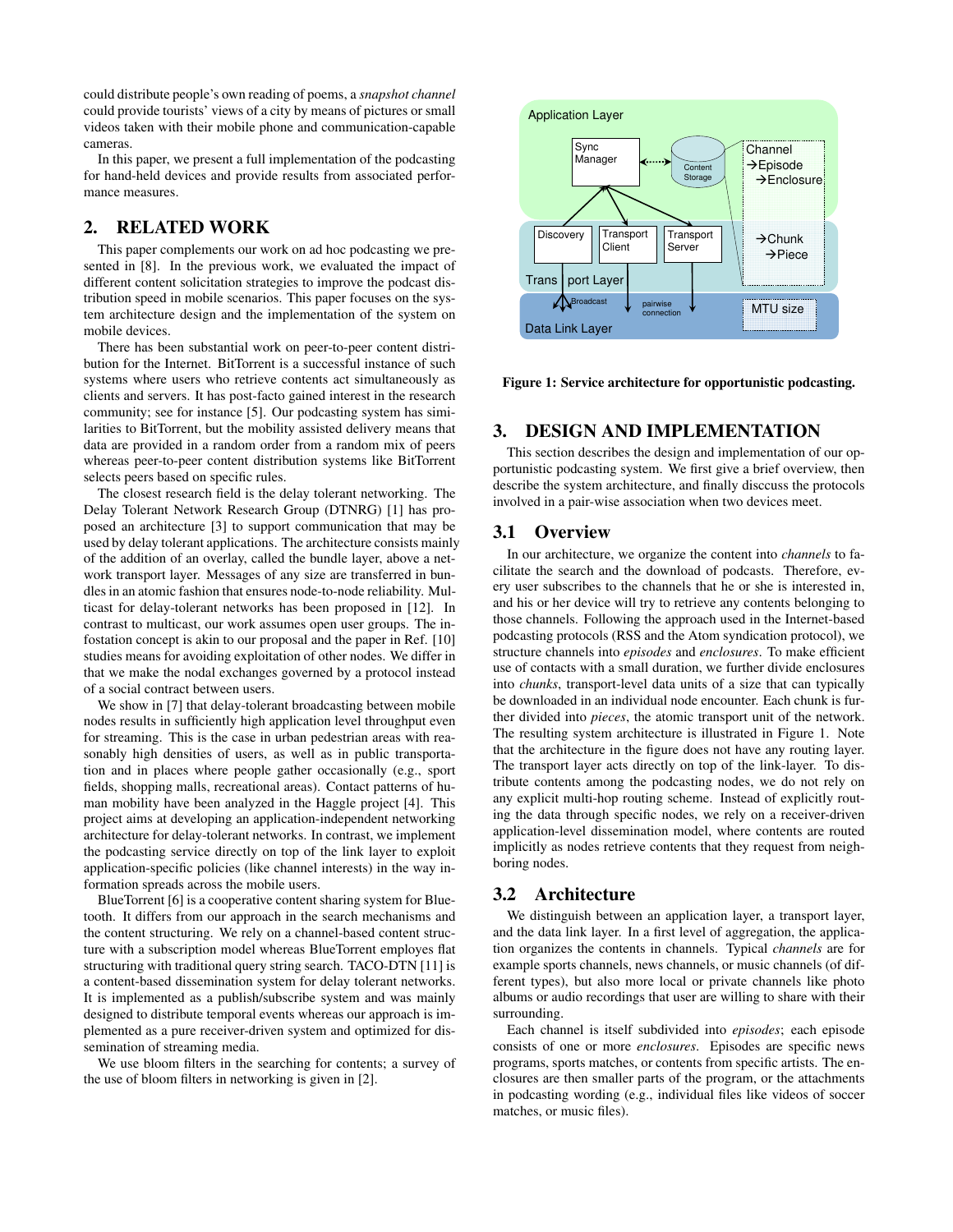could distribute people's own reading of poems, a *snapshot channel* could provide tourists' views of a city by means of pictures or small videos taken with their mobile phone and communication-capable cameras.

In this paper, we present a full implementation of the podcasting for hand-held devices and provide results from associated performance measures.

## 2. RELATED WORK

This paper complements our work on ad hoc podcasting we presented in [8]. In the previous work, we evaluated the impact of different content solicitation strategies to improve the podcast distribution speed in mobile scenarios. This paper focuses on the system architecture design and the implementation of the system on mobile devices.

There has been substantial work on peer-to-peer content distribution for the Internet. BitTorrent is a successful instance of such systems where users who retrieve contents act simultaneously as clients and servers. It has post-facto gained interest in the research community; see for instance [5]. Our podcasting system has similarities to BitTorrent, but the mobility assisted delivery means that data are provided in a random order from a random mix of peers whereas peer-to-peer content distribution systems like BitTorrent selects peers based on specific rules.

The closest research field is the delay tolerant networking. The Delay Tolerant Network Research Group (DTNRG) [1] has proposed an architecture [3] to support communication that may be used by delay tolerant applications. The architecture consists mainly of the addition of an overlay, called the bundle layer, above a network transport layer. Messages of any size are transferred in bundles in an atomic fashion that ensures node-to-node reliability. Multicast for delay-tolerant networks has been proposed in [12]. In contrast to multicast, our work assumes open user groups. The infostation concept is akin to our proposal and the paper in Ref. [10] studies means for avoiding exploitation of other nodes. We differ in that we make the nodal exchanges governed by a protocol instead of a social contract between users.

We show in [7] that delay-tolerant broadcasting between mobile nodes results in sufficiently high application level throughput even for streaming. This is the case in urban pedestrian areas with reasonably high densities of users, as well as in public transportation and in places where people gather occasionally (e.g., sport fields, shopping malls, recreational areas). Contact patterns of human mobility have been analyzed in the Haggle project [4]. This project aims at developing an application-independent networking architecture for delay-tolerant networks. In contrast, we implement the podcasting service directly on top of the link layer to exploit application-specific policies (like channel interests) in the way information spreads across the mobile users.

BlueTorrent [6] is a cooperative content sharing system for Bluetooth. It differs from our approach in the search mechanisms and the content structuring. We rely on a channel-based content structure with a subscription model whereas BlueTorrent employs flat structuring with traditional query string search. TACO-DTN [11] is a content-based dissemination system for delay tolerant networks. It is implemented as a publish/subscribe system and was mainly designed to distribute temporal events whereas our approach is implemented as a pure receiver-driven system and optimized for dissemination of streaming media.

We use bloom filters in the searching for contents; a survey of the use of bloom filters in networking is given in [2].

Application Layer
Sync Manager
Content Storage
Channel
→Episode
→Enclosure
Discovery
Transport Client
Transport Server
→Chunk
→Piece
Transport Layer
Broadcast
pairwise connection
MTU size
Data Link Layer

**Figure 1: Service architecture for opportunistic podcasting.**

## 3. DESIGN AND IMPLEMENTATION

This section describes the design and implementation of our opportunistic podcasting system. We first give a brief overview, then describe the system architecture, and finally disccuss the protocols involved in a pair-wise association when two devices meet.

### 3.1 Overview

In our architecture, we organize the content into *channels* to facilitate the search and the download of podcasts. Therefore, every user subscribes to the channels that he or she is interested in, and his or her device will try to retrieve any contents belonging to those channels. Following the approach used in the Internet-based podcasting protocols (RSS and the Atom syndication protocol), we structure channels into *episodes* and *enclosures*. To make efficient use of contacts with a small duration, we further divide enclosures into *chunks*, transport-level data units of a size that can typically be downloaded in an individual node encounter. Each chunk is further divided into *pieces*, the atomic transport unit of the network. The resulting system architecture is illustrated in Figure 1. Note that the architecture in the figure does not have any routing layer. The transport layer acts directly on top of the link-layer. To distribute contents among the podcasting nodes, we do not rely on any explicit multi-hop routing scheme. Instead of explicitly routing the data through specific nodes, we rely on a receiver-driven application-level dissemination model, where contents are routed implicitly as nodes retrieve contents that they request from neighboring nodes.

### 3.2 Architecture

We distinguish between an application layer, a transport layer, and the data link layer. In a first level of aggregation, the application organizes the contents in channels. Typical *channels* are for example sports channels, news channels, or music channels (of different types), but also more local or private channels like photo albums or audio recordings that user are willing to share with their surrounding.

Each channel is itself subdivided into *episodes*; each episode consists of one or more *enclosures*. Episodes are specific news programs, sports matches, or contents from specific artists. The enclosures are then smaller parts of the program, or the attachments in podcasting wording (e.g., individual files like videos of soccer matches, or music files).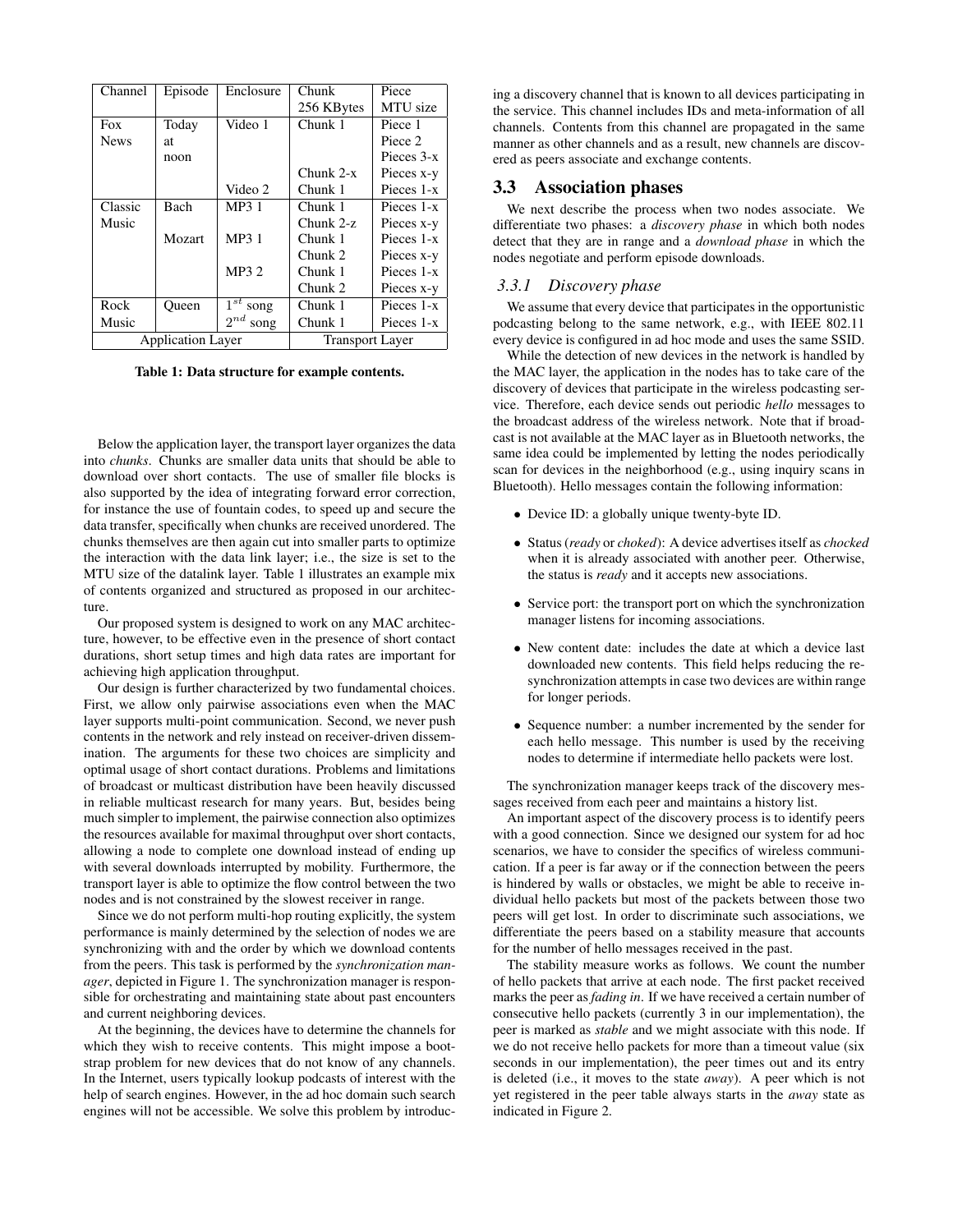| Channel | Episode | Enclosure | Chunk 256 KBytes | Piece MTU size |
|---|---|---|---|---|
| Fox News | Today at noon | Video 1 | Chunk 1 | Piece 1 |
| | | | | Piece 2 |
| | | | | Pieces 3-x |
| | | | Chunk 2-x | Pieces x-y |
| | | Video 2 | Chunk 1 | Pieces 1-x |
| Classic Music | Bach | MP3 1 | Chunk 1 | Pieces 1-x |
| | | | Chunk 2-z | Pieces x-y |
| | Mozart | MP3 1 | Chunk 1 | Pieces 1-x |
| | | | Chunk 2 | Pieces x-y |
| | | MP3 2 | Chunk 1 | Pieces 1-x |
| | | | Chunk 2 | Pieces x-y |
| Rock Music | Queen | $1^{st}$ song | Chunk 1 | Pieces 1-x |
| | | $2^{nd}$ song | Chunk 1 | Pieces 1-x |
| Application Layer | | | Transport Layer | |

**Table 1: Data structure for example contents.**

Below the application layer, the transport layer organizes the data into *chunks*. Chunks are smaller data units that should be able to download over short contacts. The use of smaller file blocks is also supported by the idea of integrating forward error correction, for instance the use of fountain codes, to speed up and secure the data transfer, specifically when chunks are received unordered. The chunks themselves are then again cut into smaller parts to optimize the interaction with the data link layer; i.e., the size is set to the MTU size of the datalink layer. Table 1 illustrates an example mix of contents organized and structured as proposed in our architecture.

Our proposed system is designed to work on any MAC architecture, however, to be effective even in the presence of short contact durations, short setup times and high data rates are important for achieving high application throughput.

Our design is further characterized by two fundamental choices. First, we allow only pairwise associations even when the MAC layer supports multi-point communication. Second, we never push contents in the network and rely instead on receiver-driven dissemination. The arguments for these two choices are simplicity and optimal usage of short contact durations. Problems and limitations of broadcast or multicast distribution have been heavily discussed in reliable multicast research for many years. But, besides being much simpler to implement, the pairwise connection also optimizes the resources available for maximal throughput over short contacts, allowing a node to complete one download instead of ending up with several downloads interrupted by mobility. Furthermore, the transport layer is able to optimize the flow control between the two nodes and is not constrained by the slowest receiver in range.

Since we do not perform multi-hop routing explicitly, the system performance is mainly determined by the selection of nodes we are synchronizing with and the order by which we download contents from the peers. This task is performed by the *synchronization manager*, depicted in Figure 1. The synchronization manager is responsible for orchestrating and maintaining state about past encounters and current neighboring devices.

At the beginning, the devices have to determine the channels for which they wish to receive contents. This might impose a bootstrap problem for new devices that do not know of any channels. In the Internet, users typically lookup podcasts of interest with the help of search engines. However, in the ad hoc domain such search engines will not be accessible. We solve this problem by introducing a discovery channel that is known to all devices participating in the service. This channel includes IDs and meta-information of all channels. Contents from this channel are propagated in the same manner as other channels and as a result, new channels are discovered as peers associate and exchange contents.

## 3.3 Association phases

We next describe the process when two nodes associate. We differentiate two phases: a *discovery phase* in which both nodes detect that they are in range and a *download phase* in which the nodes negotiate and perform episode downloads.

### 3.3.1 Discovery phase

We assume that every device that participates in the opportunistic podcasting belong to the same network, e.g., with IEEE 802.11 every device is configured in ad hoc mode and uses the same SSID.

While the detection of new devices in the network is handled by the MAC layer, the application in the nodes has to take care of the discovery of devices that participate in the wireless podcasting service. Therefore, each device sends out periodic *hello* messages to the broadcast address of the wireless network. Note that if broadcast is not available at the MAC layer as in Bluetooth networks, the same idea could be implemented by letting the nodes periodically scan for devices in the neighborhood (e.g., using inquiry scans in Bluetooth). Hello messages contain the following information:

- Device ID: a globally unique twenty-byte ID.
- Status (*ready* or *choked*): A device advertises itself as *chocked* when it is already associated with another peer. Otherwise, the status is *ready* and it accepts new associations.
- Service port: the transport port on which the synchronization manager listens for incoming associations.
- New content date: includes the date at which a device last downloaded new contents. This field helps reducing the re-synchronization attempts in case two devices are within range for longer periods.
- Sequence number: a number incremented by the sender for each hello message. This number is used by the receiving nodes to determine if intermediate hello packets were lost.

The synchronization manager keeps track of the discovery messages received from each peer and maintains a history list.

An important aspect of the discovery process is to identify peers with a good connection. Since we designed our system for ad hoc scenarios, we have to consider the specifics of wireless communication. If a peer is far away or if the connection between the peers is hindered by walls or obstacles, we might be able to receive individual hello packets but most of the packets between those two peers will get lost. In order to discriminate such associations, we differentiate the peers based on a stability measure that accounts for the number of hello messages received in the past.

The stability measure works as follows. We count the number of hello packets that arrive at each node. The first packet received marks the peer as *fading in*. If we have received a certain number of consecutive hello packets (currently 3 in our implementation), the peer is marked as *stable* and we might associate with this node. If we do not receive hello packets for more than a timeout value (six seconds in our implementation), the peer times out and its entry is deleted (i.e., it moves to the state *away*). A peer which is not yet registered in the peer table always starts in the *away* state as indicated in Figure 2.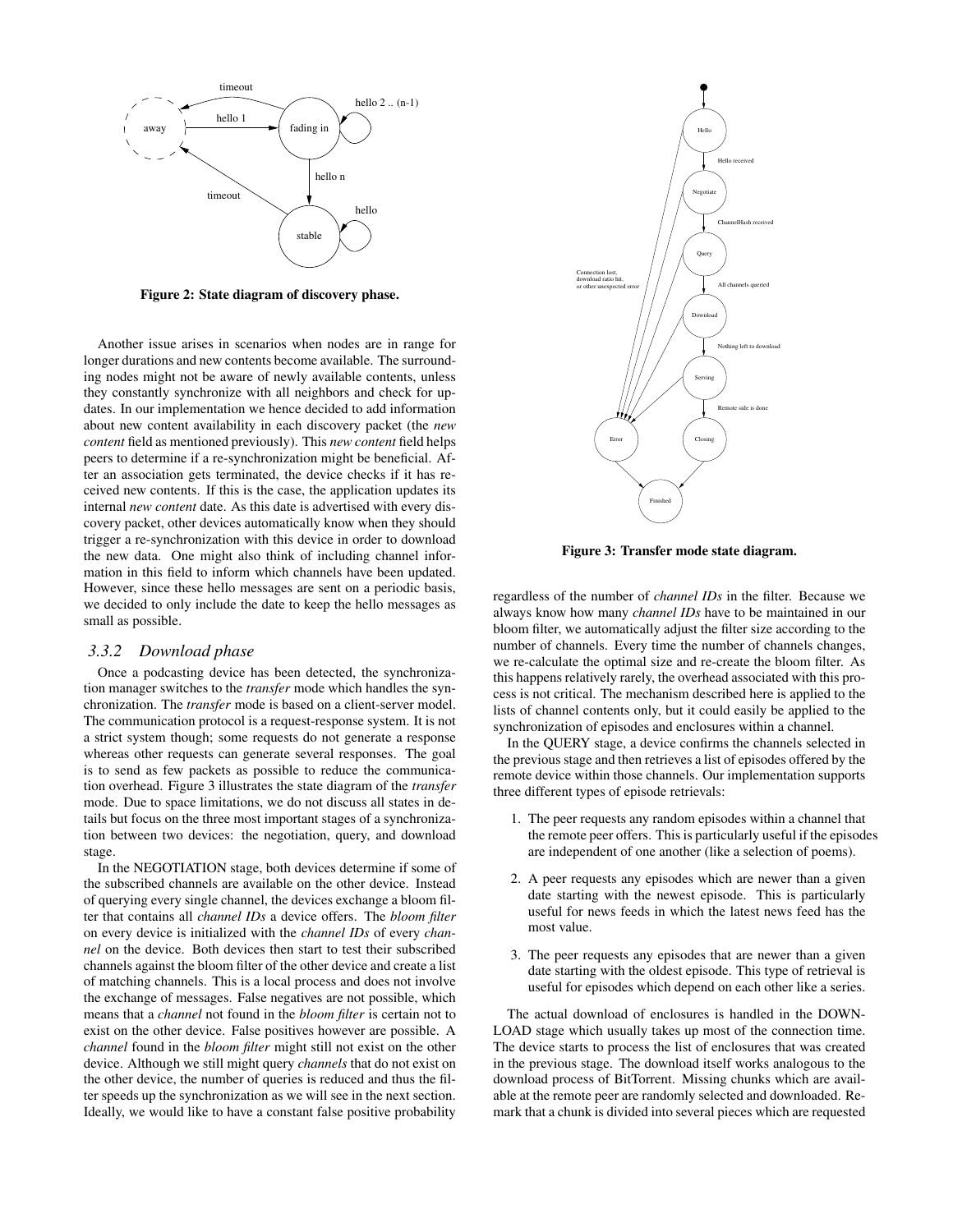Figure 2: State diagram of discovery phase.

Another issue arises in scenarios when nodes are in range for longer durations and new contents become available. The surrounding nodes might not be aware of newly available contents, unless they constantly synchronize with all neighbors and check for updates. In our implementation we hence decided to add information about new content availability in each discovery packet (the *new content* field as mentioned previously). This *new content* field helps peers to determine if a re-synchronization might be beneficial. After an association gets terminated, the device checks if it has received new contents. If this is the case, the application updates its internal *new content* date. As this date is advertised with every discovery packet, other devices automatically know when they should trigger a re-synchronization with this device in order to download the new data. One might also think of including channel information in this field to inform which channels have been updated. However, since these hello messages are sent on a periodic basis, we decided to only include the date to keep the hello messages as small as possible.

### 3.3.2 Download phase

Once a podcasting device has been detected, the synchronization manager switches to the *transfer* mode which handles the synchronization. The *transfer* mode is based on a client-server model. The communication protocol is a request-response system. It is not a strict system though; some requests do not generate a response whereas other requests can generate several responses. The goal is to send as few packets as possible to reduce the communication overhead. Figure 3 illustrates the state diagram of the *transfer* mode. Due to space limitations, we do not discuss all states in details but focus on the three most important stages of a synchronization between two devices: the negotiation, query, and download stage.

In the NEGOTIATION stage, both devices determine if some of the subscribed channels are available on the other device. Instead of querying every single channel, the devices exchange a bloom filter that contains all *channel IDs* a device offers. The *bloom filter* on every device is initialized with the *channel IDs* of every *channel* on the device. Both devices then start to test their subscribed channels against the bloom filter of the other device and create a list of matching channels. This is a local process and does not involve the exchange of messages. False negatives are not possible, which means that a *channel* not found in the *bloom filter* is certain not to exist on the other device. False positives however are possible. A *channel* found in the *bloom filter* might still not exist on the other device. Although we still might query *channels* that do not exist on the other device, the number of queries is reduced and thus the filter speeds up the synchronization as we will see in the next section. Ideally, we would like to have a constant false positive probability regardless of the number of *channel IDs* in the filter. Because we always know how many *channel IDs* have to be maintained in our bloom filter, we automatically adjust the filter size according to the number of channels. Every time the number of channels changes, we re-calculate the optimal size and re-create the bloom filter. As this happens relatively rarely, the overhead associated with this process is not critical. The mechanism described here is applied to the lists of channel contents only, but it could easily be applied to the synchronization of episodes and enclosures within a channel.

Figure 3: Transfer mode state diagram.

In the QUERY stage, a device confirms the channels selected in the previous stage and then retrieves a list of episodes offered by the remote device within those channels. Our implementation supports three different types of episode retrievals:

1. The peer requests any random episodes within a channel that the remote peer offers. This is particularly useful if the episodes are independent of one another (like a selection of poems).
2. A peer requests any episodes which are newer than a given date starting with the newest episode. This is particularly useful for news feeds in which the latest news feed has the most value.
3. The peer requests any episodes that are newer than a given date starting with the oldest episode. This type of retrieval is useful for episodes which depend on each other like a series.

The actual download of enclosures is handled in the DOWNLOAD stage which usually takes up most of the connection time. The device starts to process the list of enclosures that was created in the previous stage. The download itself works analogous to the download process of BitTorrent. Missing chunks which are available at the remote peer are randomly selected and downloaded. Remark that a chunk is divided into several pieces which are requested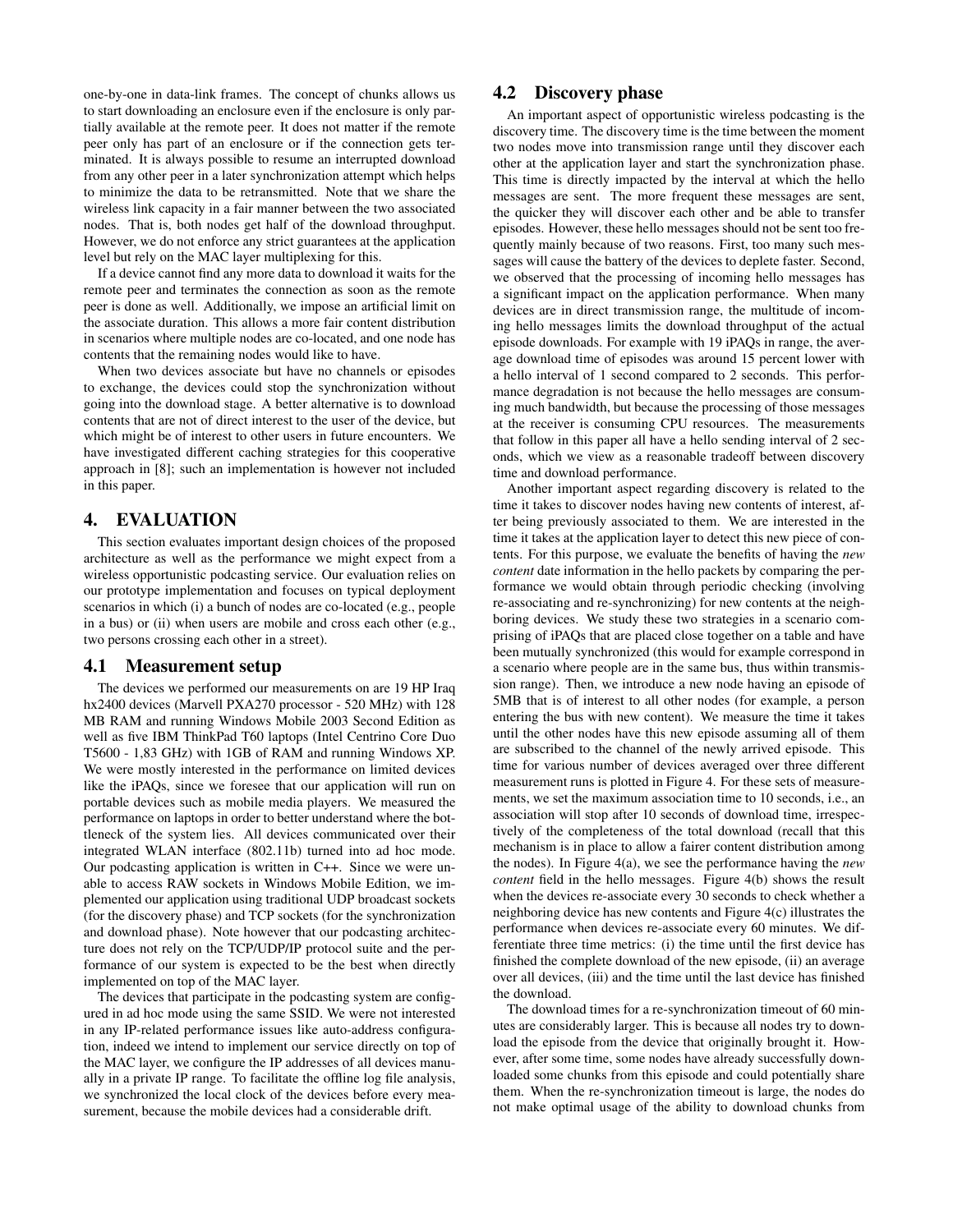one-by-one in data-link frames. The concept of chunks allows us to start downloading an enclosure even if the enclosure is only partially available at the remote peer. It does not matter if the remote peer only has part of an enclosure or if the connection gets terminated. It is always possible to resume an interrupted download from any other peer in a later synchronization attempt which helps to minimize the data to be retransmitted. Note that we share the wireless link capacity in a fair manner between the two associated nodes. That is, both nodes get half of the download throughput. However, we do not enforce any strict guarantees at the application level but rely on the MAC layer multiplexing for this.

If a device cannot find any more data to download it waits for the remote peer and terminates the connection as soon as the remote peer is done as well. Additionally, we impose an artificial limit on the associate duration. This allows a more fair content distribution in scenarios where multiple nodes are co-located, and one node has contents that the remaining nodes would like to have.

When two devices associate but have no channels or episodes to exchange, the devices could stop the synchronization without going into the download stage. A better alternative is to download contents that are not of direct interest to the user of the device, but which might be of interest to other users in future encounters. We have investigated different caching strategies for this cooperative approach in [8]; such an implementation is however not included in this paper.

# 4. EVALUATION

This section evaluates important design choices of the proposed architecture as well as the performance we might expect from a wireless opportunistic podcasting service. Our evaluation relies on our prototype implementation and focuses on typical deployment scenarios in which (i) a bunch of nodes are co-located (e.g., people in a bus) or (ii) when users are mobile and cross each other (e.g., two persons crossing each other in a street).

## 4.1 Measurement setup

The devices we performed our measurements on are 19 HP Iraq hx2400 devices (Marvell PXA270 processor - 520 MHz) with 128 MB RAM and running Windows Mobile 2003 Second Edition as well as five IBM ThinkPad T60 laptops (Intel Centrino Core Duo T5600 - 1,83 GHz) with 1GB of RAM and running Windows XP. We were mostly interested in the performance on limited devices like the iPAQs, since we foresee that our application will run on portable devices such as mobile media players. We measured the performance on laptops in order to better understand where the bottleneck of the system lies. All devices communicated over their integrated WLAN interface (802.11b) turned into ad hoc mode. Our podcasting application is written in C++. Since we were unable to access RAW sockets in Windows Mobile Edition, we implemented our application using traditional UDP broadcast sockets (for the discovery phase) and TCP sockets (for the synchronization and download phase). Note however that our podcasting architecture does not rely on the TCP/UDP/IP protocol suite and the performance of our system is expected to be the best when directly implemented on top of the MAC layer.

The devices that participate in the podcasting system are configured in ad hoc mode using the same SSID. We were not interested in any IP-related performance issues like auto-address configuration, indeed we intend to implement our service directly on top of the MAC layer, we configure the IP addresses of all devices manually in a private IP range. To facilitate the offline log file analysis, we synchronized the local clock of the devices before every measurement, because the mobile devices had a considerable drift.

## 4.2 Discovery phase

An important aspect of opportunistic wireless podcasting is the discovery time. The discovery time is the time between the moment two nodes move into transmission range until they discover each other at the application layer and start the synchronization phase. This time is directly impacted by the interval at which the hello messages are sent. The more frequent these messages are sent, the quicker they will discover each other and be able to transfer episodes. However, these hello messages should not be sent too frequently mainly because of two reasons. First, too many such messages will cause the battery of the devices to deplete faster. Second, we observed that the processing of incoming hello messages has a significant impact on the application performance. When many devices are in direct transmission range, the multitude of incoming hello messages limits the download throughput of the actual episode downloads. For example with 19 iPAQs in range, the average download time of episodes was around 15 percent lower with a hello interval of 1 second compared to 2 seconds. This performance degradation is not because the hello messages are consuming much bandwidth, but because the processing of those messages at the receiver is consuming CPU resources. The measurements that follow in this paper all have a hello sending interval of 2 seconds, which we view as a reasonable tradeoff between discovery time and download performance.

Another important aspect regarding discovery is related to the time it takes to discover nodes having new contents of interest, after being previously associated to them. We are interested in the time it takes at the application layer to detect this new piece of contents. For this purpose, we evaluate the benefits of having the *new content* date information in the hello packets by comparing the performance we would obtain through periodic checking (involving re-associating and re-synchronizing) for new contents at the neighboring devices. We study these two strategies in a scenario comprising of iPAQs that are placed close together on a table and have been mutually synchronized (this would for example correspond in a scenario where people are in the same bus, thus within transmission range). Then, we introduce a new node having an episode of 5MB that is of interest to all other nodes (for example, a person entering the bus with new content). We measure the time it takes until the other nodes have this new episode assuming all of them are subscribed to the channel of the newly arrived episode. This time for various number of devices averaged over three different measurement runs is plotted in Figure 4. For these sets of measurements, we set the maximum association time to 10 seconds, i.e., an association will stop after 10 seconds of download time, irrespectively of the completeness of the total download (recall that this mechanism is in place to allow a fairer content distribution among the nodes). In Figure 4(a), we see the performance having the *new content* field in the hello messages. Figure 4(b) shows the result when the devices re-associate every 30 seconds to check whether a neighboring device has new contents and Figure 4(c) illustrates the performance when devices re-associate every 60 minutes. We differentiate three time metrics: (i) the time until the first device has finished the complete download of the new episode, (ii) an average over all devices, (iii) and the time until the last device has finished the download.

The download times for a re-synchronization timeout of 60 minutes are considerably larger. This is because all nodes try to download the episode from the device that originally brought it. However, after some time, some nodes have already successfully downloaded some chunks from this episode and could potentially share them. When the re-synchronization timeout is large, the nodes do not make optimal usage of the ability to download chunks from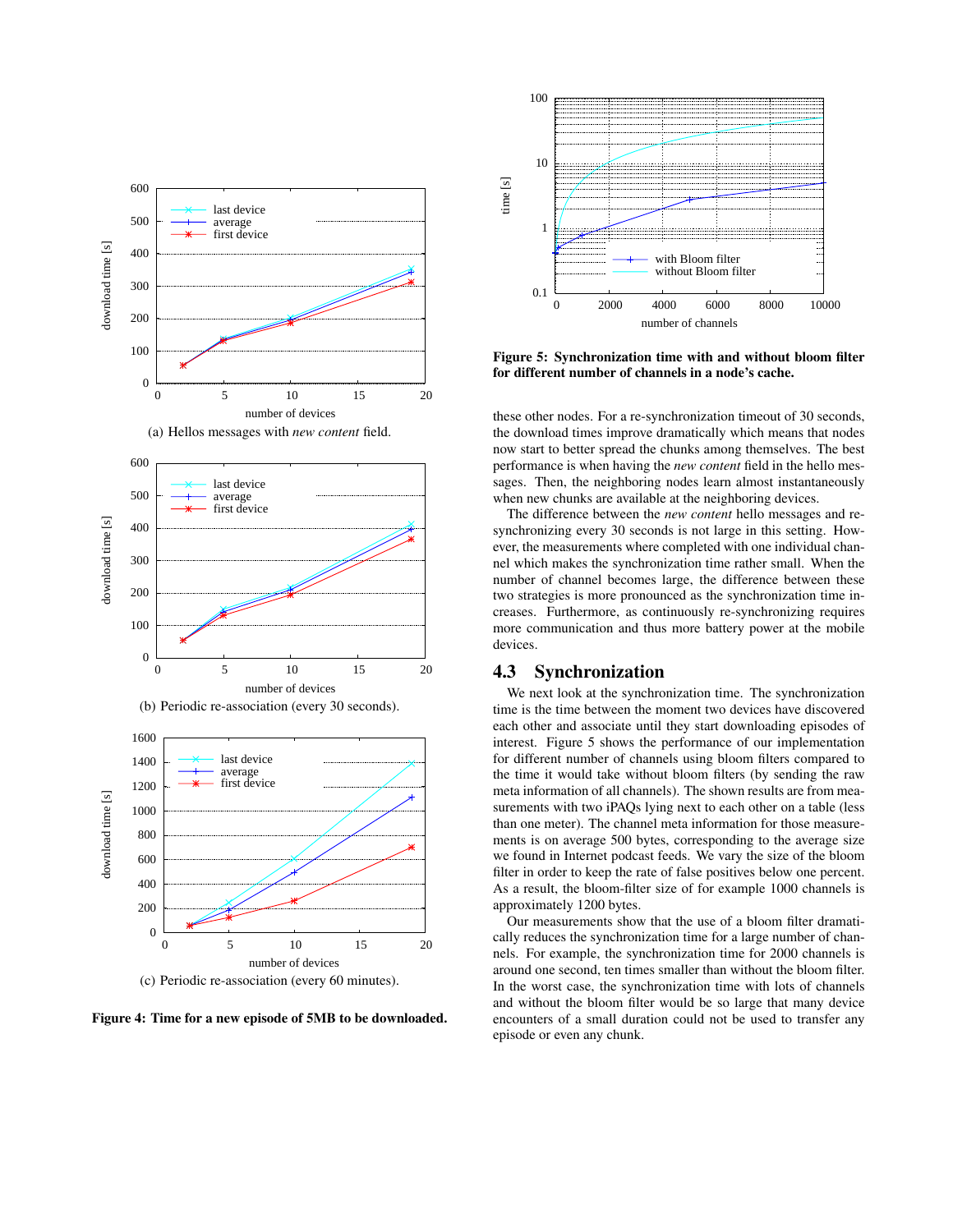(a) Hellos messages with *new content* field.

(b) Periodic re-association (every 30 seconds).

(c) Periodic re-association (every 60 minutes).

**Figure 4: Time for a new episode of 5MB to be downloaded.**

**Figure 5: Synchronization time with and without bloom filter for different number of channels in a node's cache.**

these other nodes. For a re-synchronization timeout of 30 seconds, the download times improve dramatically which means that nodes now start to better spread the chunks among themselves. The best performance is when having the *new content* field in the hello messages. Then, the neighboring nodes learn almost instantaneously when new chunks are available at the neighboring devices.

The difference between the *new content* hello messages and re-synchronizing every 30 seconds is not large in this setting. However, the measurements where completed with one individual channel which makes the synchronization time rather small. When the number of channel becomes large, the difference between these two strategies is more pronounced as the synchronization time increases. Furthermore, as continuously re-synchronizing requires more communication and thus more battery power at the mobile devices.

## 4.3 Synchronization

We next look at the synchronization time. The synchronization time is the time between the moment two devices have discovered each other and associate until they start downloading episodes of interest. Figure 5 shows the performance of our implementation for different number of channels using bloom filters compared to the time it would take without bloom filters (by sending the raw meta information of all channels). The shown results are from measurements with two iPAQs lying next to each other on a table (less than one meter). The channel meta information for those measurements is on average 500 bytes, corresponding to the average size we found in Internet podcast feeds. We vary the size of the bloom filter in order to keep the rate of false positives below one percent. As a result, the bloom-filter size of for example 1000 channels is approximately 1200 bytes.

Our measurements show that the use of a bloom filter dramatically reduces the synchronization time for a large number of channels. For example, the synchronization time for 2000 channels is around one second, ten times smaller than without the bloom filter. In the worst case, the synchronization time with lots of channels and without the bloom filter would be so large that many device encounters of a small duration could not be used to transfer any episode or even any chunk.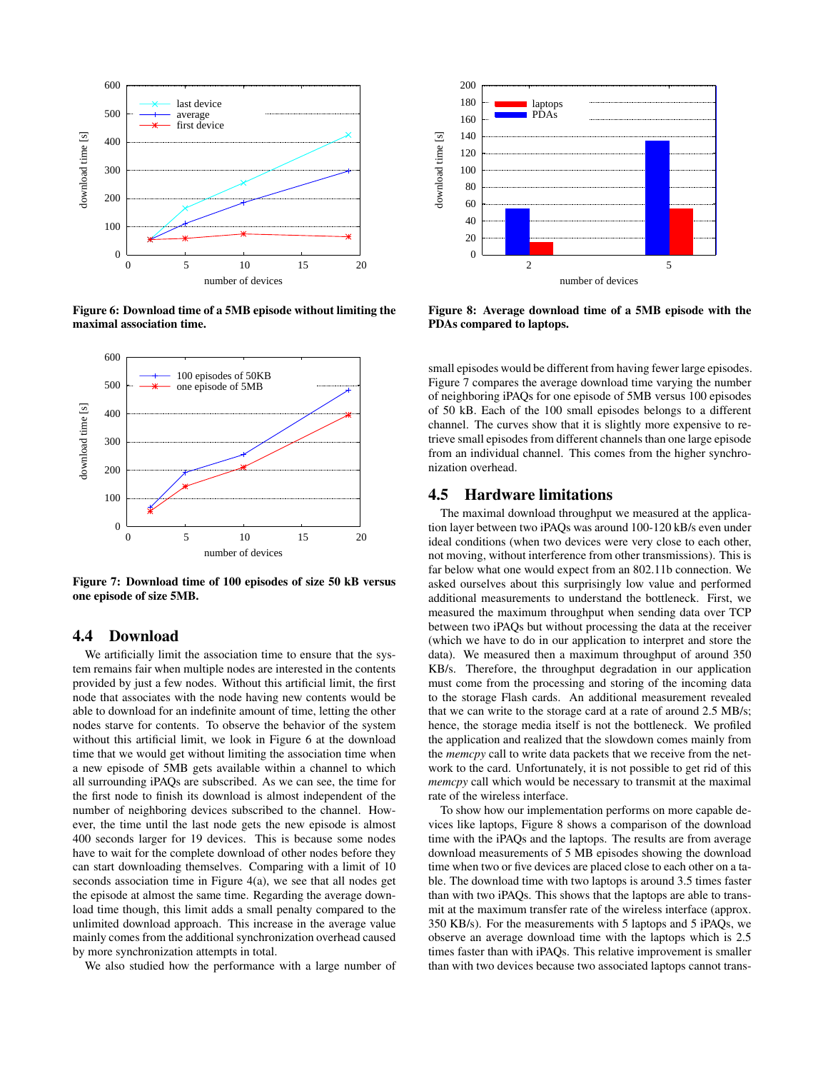Figure 6: Download time of a 5MB episode without limiting the maximal association time.

Figure 7: Download time of 100 episodes of size 50 kB versus one episode of size 5MB.

## 4.4 Download

We artificially limit the association time to ensure that the system remains fair when multiple nodes are interested in the contents provided by just a few nodes. Without this artificial limit, the first node that associates with the node having new contents would be able to download for an indefinite amount of time, letting the other nodes starve for contents. To observe the behavior of the system without this artificial limit, we look in Figure 6 at the download time that we would get without limiting the association time when a new episode of 5MB gets available within a channel to which all surrounding iPAQs are subscribed. As we can see, the time for the first node to finish its download is almost independent of the number of neighboring devices subscribed to the channel. However, the time until the last node gets the new episode is almost 400 seconds larger for 19 devices. This is because some nodes have to wait for the complete download of other nodes before they can start downloading themselves. Comparing with a limit of 10 seconds association time in Figure 4(a), we see that all nodes get the episode at almost the same time. Regarding the average download time though, this limit adds a small penalty compared to the unlimited download approach. This increase in the average value mainly comes from the additional synchronization overhead caused by more synchronization attempts in total.

We also studied how the performance with a large number of small episodes would be different from having fewer large episodes. Figure 7 compares the average download time varying the number of neighboring iPAQs for one episode of 5MB versus 100 episodes of 50 kB. Each of the 100 small episodes belongs to a different channel. The curves show that it is slightly more expensive to retrieve small episodes from different channels than one large episode from an individual channel. This comes from the higher synchronization overhead.

Figure 8: Average download time of a 5MB episode with the PDAs compared to laptops.

## 4.5 Hardware limitations

The maximal download throughput we measured at the application layer between two iPAQs was around 100-120 kB/s even under ideal conditions (when two devices were very close to each other, not moving, without interference from other transmissions). This is far below what one would expect from an 802.11b connection. We asked ourselves about this surprisingly low value and performed additional measurements to understand the bottleneck. First, we measured the maximum throughput when sending data over TCP between two iPAQs but without processing the data at the receiver (which we have to do in our application to interpret and store the data). We measured then a maximum throughput of around 350 KB/s. Therefore, the throughput degradation in our application must come from the processing and storing of the incoming data to the storage Flash cards. An additional measurement revealed that we can write to the storage card at a rate of around 2.5 MB/s; hence, the storage media itself is not the bottleneck. We profiled the application and realized that the slowdown comes mainly from the *memcpy* call to write data packets that we receive from the network to the card. Unfortunately, it is not possible to get rid of this *memcpy* call which would be necessary to transmit at the maximal rate of the wireless interface.

To show how our implementation performs on more capable devices like laptops, Figure 8 shows a comparison of the download time with the iPAQs and the laptops. The results are from average download measurements of 5 MB episodes showing the download time when two or five devices are placed close to each other on a table. The download time with two laptops is around 3.5 times faster than with two iPAQs. This shows that the laptops are able to transmit at the maximum transfer rate of the wireless interface (approx. 350 KB/s). For the measurements with 5 laptops and 5 iPAQs, we observe an average download time with the laptops which is 2.5 times faster than with iPAQs. This relative improvement is smaller than with two devices because two associated laptops cannot trans-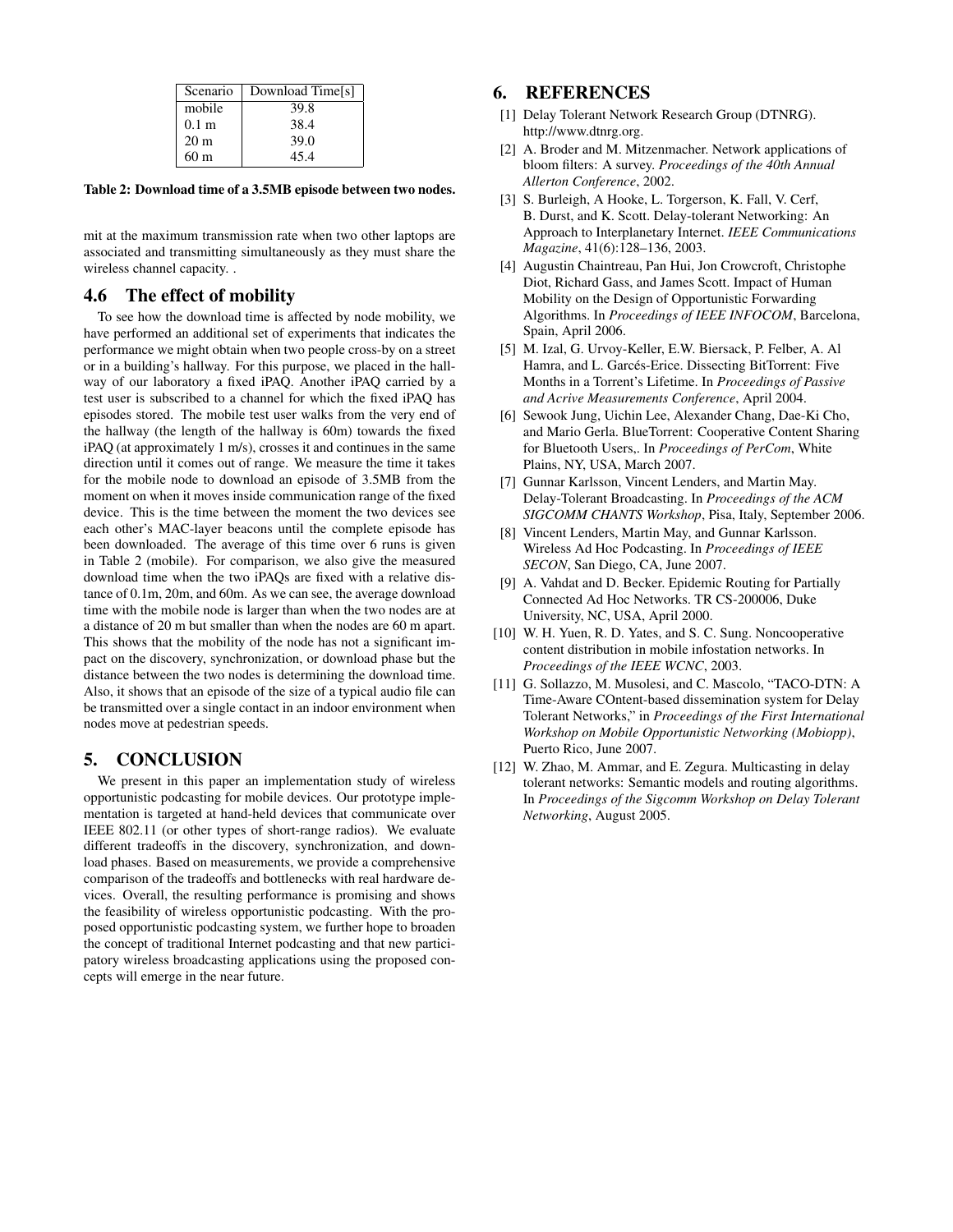| Scenario | Download Time[s] |
|---|---|
| mobile | 39.8 |
| 0.1 m | 38.4 |
| 20 m | 39.0 |
| 60 m | 45.4 |

**Table 2: Download time of a 3.5MB episode between two nodes.**

mit at the maximum transmission rate when two other laptops are associated and transmitting simultaneously as they must share the wireless channel capacity. .

### 4.6 The effect of mobility

To see how the download time is affected by node mobility, we have performed an additional set of experiments that indicates the performance we might obtain when two people cross-by on a street or in a building's hallway. For this purpose, we placed in the hallway of our laboratory a fixed iPAQ. Another iPAQ carried by a test user is subscribed to a channel for which the fixed iPAQ has episodes stored. The mobile test user walks from the very end of the hallway (the length of the hallway is 60m) towards the fixed iPAQ (at approximately 1 m/s), crosses it and continues in the same direction until it comes out of range. We measure the time it takes for the mobile node to download an episode of 3.5MB from the moment on when it moves inside communication range of the fixed device. This is the time between the moment the two devices see each other's MAC-layer beacons until the complete episode has been downloaded. The average of this time over 6 runs is given in Table 2 (mobile). For comparison, we also give the measured download time when the two iPAQs are fixed with a relative distance of 0.1m, 20m, and 60m. As we can see, the average download time with the mobile node is larger than when the two nodes are at a distance of 20 m but smaller than when the nodes are 60 m apart. This shows that the mobility of the node has not a significant impact on the discovery, synchronization, or download phase but the distance between the two nodes is determining the download time. Also, it shows that an episode of the size of a typical audio file can be transmitted over a single contact in an indoor environment when nodes move at pedestrian speeds.

## 5. CONCLUSION

We present in this paper an implementation study of wireless opportunistic podcasting for mobile devices. Our prototype implementation is targeted at hand-held devices that communicate over IEEE 802.11 (or other types of short-range radios). We evaluate different tradeoffs in the discovery, synchronization, and download phases. Based on measurements, we provide a comprehensive comparison of the tradeoffs and bottlenecks with real hardware devices. Overall, the resulting performance is promising and shows the feasibility of wireless opportunistic podcasting. With the proposed opportunistic podcasting system, we further hope to broaden the concept of traditional Internet podcasting and that new participatory wireless broadcasting applications using the proposed concepts will emerge in the near future.

## 6. REFERENCES

[1] Delay Tolerant Network Research Group (DTNRG). http://www.dtnrg.org.

[2] A. Broder and M. Mitzenmacher. Network applications of bloom filters: A survey. *Proceedings of the 40th Annual Allerton Conference*, 2002.

[3] S. Burleigh, A Hooke, L. Torgerson, K. Fall, V. Cerf, B. Durst, and K. Scott. Delay-tolerant Networking: An Approach to Interplanetary Internet. *IEEE Communications Magazine*, 41(6):128–136, 2003.

[4] Augustin Chaintreau, Pan Hui, Jon Crowcroft, Christophe Diot, Richard Gass, and James Scott. Impact of Human Mobility on the Design of Opportunistic Forwarding Algorithms. In *Proceedings of IEEE INFOCOM*, Barcelona, Spain, April 2006.

[5] M. Izal, G. Urvoy-Keller, E.W. Biersack, P. Felber, A. Al Hamra, and L. Garcés-Erice. Dissecting BitTorrent: Five Months in a Torrent's Lifetime. In *Proceedings of Passive and Acrive Measurements Conference*, April 2004.

[6] Sewook Jung, Uichin Lee, Alexander Chang, Dae-Ki Cho, and Mario Gerla. BlueTorrent: Cooperative Content Sharing for Bluetooth Users,. In *Proceedings of PerCom*, White Plains, NY, USA, March 2007.

[7] Gunnar Karlsson, Vincent Lenders, and Martin May. Delay-Tolerant Broadcasting. In *Proceedings of the ACM SIGCOMM CHANTS Workshop*, Pisa, Italy, September 2006.

[8] Vincent Lenders, Martin May, and Gunnar Karlsson. Wireless Ad Hoc Podcasting. In *Proceedings of IEEE SECON*, San Diego, CA, June 2007.

[9] A. Vahdat and D. Becker. Epidemic Routing for Partially Connected Ad Hoc Networks. TR CS-200006, Duke University, NC, USA, April 2000.

[10] W. H. Yuen, R. D. Yates, and S. C. Sung. Noncooperative content distribution in mobile infostation networks. In *Proceedings of the IEEE WCNC*, 2003.

[11] G. Sollazzo, M. Musolesi, and C. Mascolo, "TACO-DTN: A Time-Aware COntent-based dissemination system for Delay Tolerant Networks," in *Proceedings of the First International Workshop on Mobile Opportunistic Networking (Mobiopp)*, Puerto Rico, June 2007.

[12] W. Zhao, M. Ammar, and E. Zegura. Multicasting in delay tolerant networks: Semantic models and routing algorithms. In *Proceedings of the Sigcomm Workshop on Delay Tolerant Networking*, August 2005.